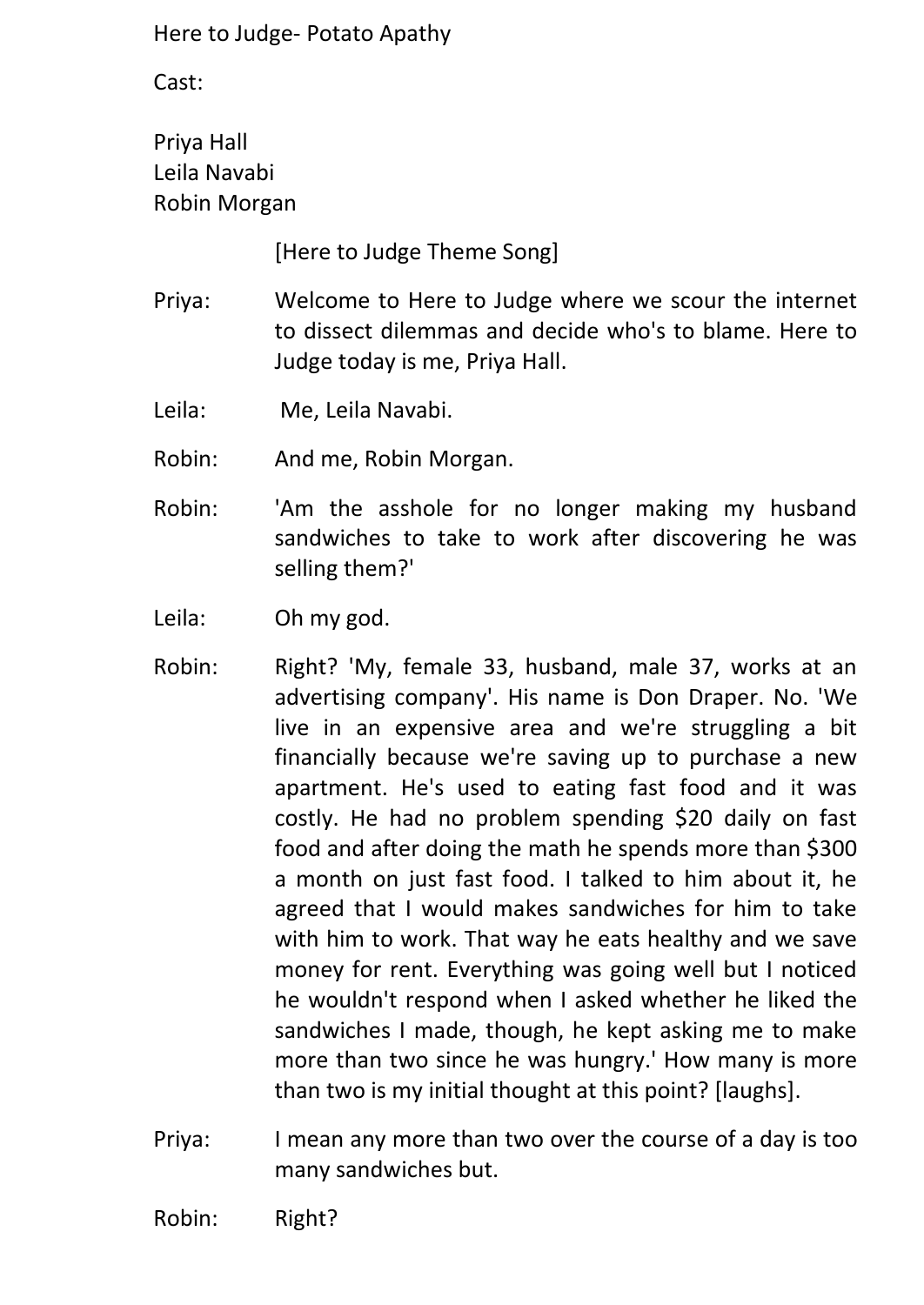Here to Judge- Potato Apathy

Cast:

Priya Hall
Leila Navabi
Robin Morgan

[Here to Judge Theme Song]

Priya: Welcome to Here to Judge where we scour the internet to dissect dilemmas and decide who's to blame. Here to Judge today is me, Priya Hall.

Leila: Me, Leila Navabi.

Robin: And me, Robin Morgan.

Robin: 'Am the asshole for no longer making my husband sandwiches to take to work after discovering he was selling them?'

Leila: Oh my god.

Robin: Right? 'My, female 33, husband, male 37, works at an advertising company'. His name is Don Draper. No. 'We live in an expensive area and we're struggling a bit financially because we're saving up to purchase a new apartment. He's used to eating fast food and it was costly. He had no problem spending $20 daily on fast food and after doing the math he spends more than $300 a month on just fast food. I talked to him about it, he agreed that I would makes sandwiches for him to take with him to work. That way he eats healthy and we save money for rent. Everything was going well but I noticed he wouldn't respond when I asked whether he liked the sandwiches I made, though, he kept asking me to make more than two since he was hungry.' How many is more than two is my initial thought at this point? [laughs].

Priya: I mean any more than two over the course of a day is too many sandwiches but.

Robin: Right?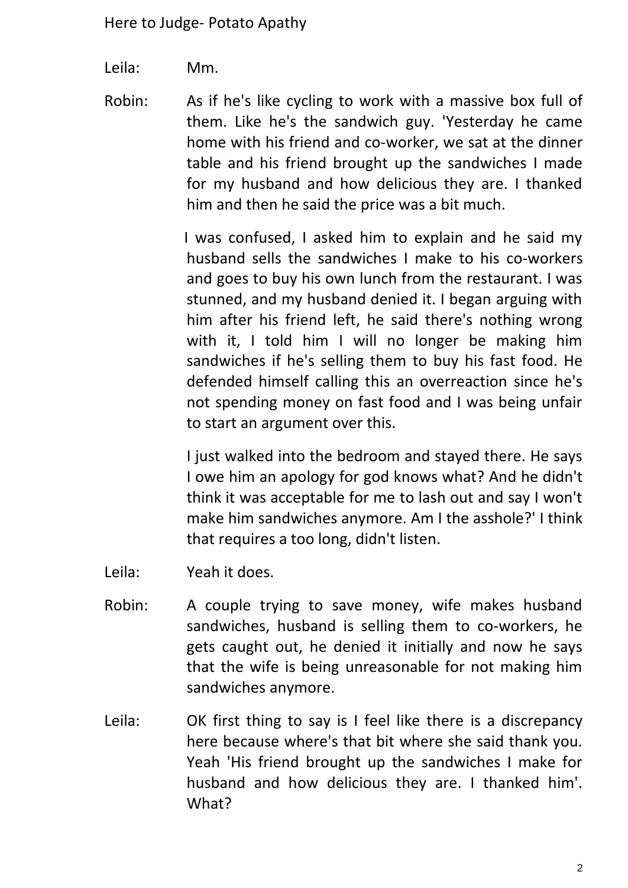Leila: Mm.

Robin: As if he's like cycling to work with a massive box full of them. Like he's the sandwich guy. 'Yesterday he came home with his friend and co-worker, we sat at the dinner table and his friend brought up the sandwiches I made for my husband and how delicious they are. I thanked him and then he said the price was a bit much.

I was confused, I asked him to explain and he said my husband sells the sandwiches I make to his co-workers and goes to buy his own lunch from the restaurant. I was stunned, and my husband denied it. I began arguing with him after his friend left, he said there's nothing wrong with it, I told him I will no longer be making him sandwiches if he's selling them to buy his fast food. He defended himself calling this an overreaction since he's not spending money on fast food and I was being unfair to start an argument over this.

I just walked into the bedroom and stayed there. He says I owe him an apology for god knows what? And he didn't think it was acceptable for me to lash out and say I won't make him sandwiches anymore. Am I the asshole?' I think that requires a too long, didn't listen.

Leila: Yeah it does.

Robin: A couple trying to save money, wife makes husband sandwiches, husband is selling them to co-workers, he gets caught out, he denied it initially and now he says that the wife is being unreasonable for not making him sandwiches anymore.

Leila: OK first thing to say is I feel like there is a discrepancy here because where's that bit where she said thank you. Yeah 'His friend brought up the sandwiches I make for husband and how delicious they are. I thanked him'. What?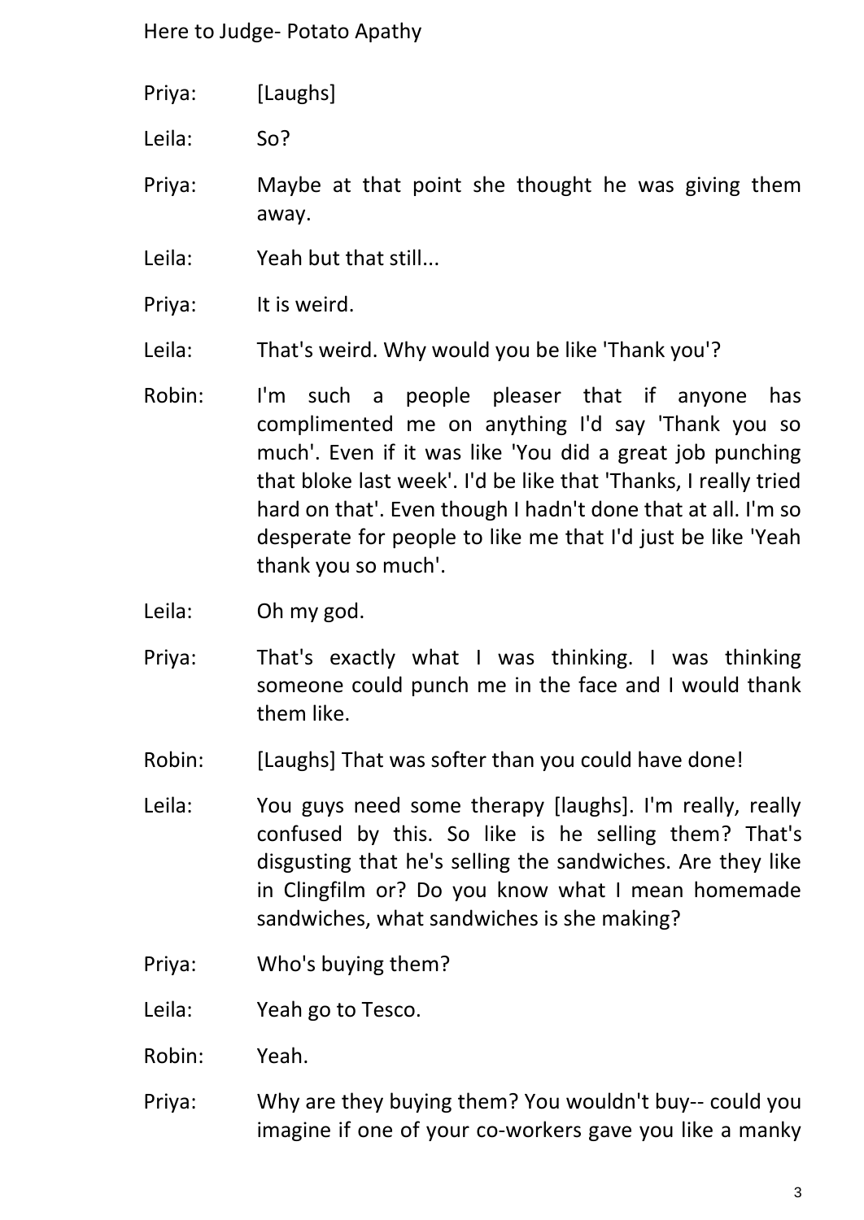Priya: [Laughs]

Leila: So?

Priya: Maybe at that point she thought he was giving them away.

Leila: Yeah but that still...

Priya: It is weird.

Leila: That's weird. Why would you be like 'Thank you'?

Robin: I'm such a people pleaser that if anyone has complimented me on anything I'd say 'Thank you so much'. Even if it was like 'You did a great job punching that bloke last week'. I'd be like that 'Thanks, I really tried hard on that'. Even though I hadn't done that at all. I'm so desperate for people to like me that I'd just be like 'Yeah thank you so much'.

Leila: Oh my god.

Priya: That's exactly what I was thinking. I was thinking someone could punch me in the face and I would thank them like.

Robin: [Laughs] That was softer than you could have done!

Leila: You guys need some therapy [laughs]. I'm really, really confused by this. So like is he selling them? That's disgusting that he's selling the sandwiches. Are they like in Clingfilm or? Do you know what I mean homemade sandwiches, what sandwiches is she making?

Priya: Who's buying them?

Leila: Yeah go to Tesco.

Robin: Yeah.

Priya: Why are they buying them? You wouldn't buy-- could you imagine if one of your co-workers gave you like a manky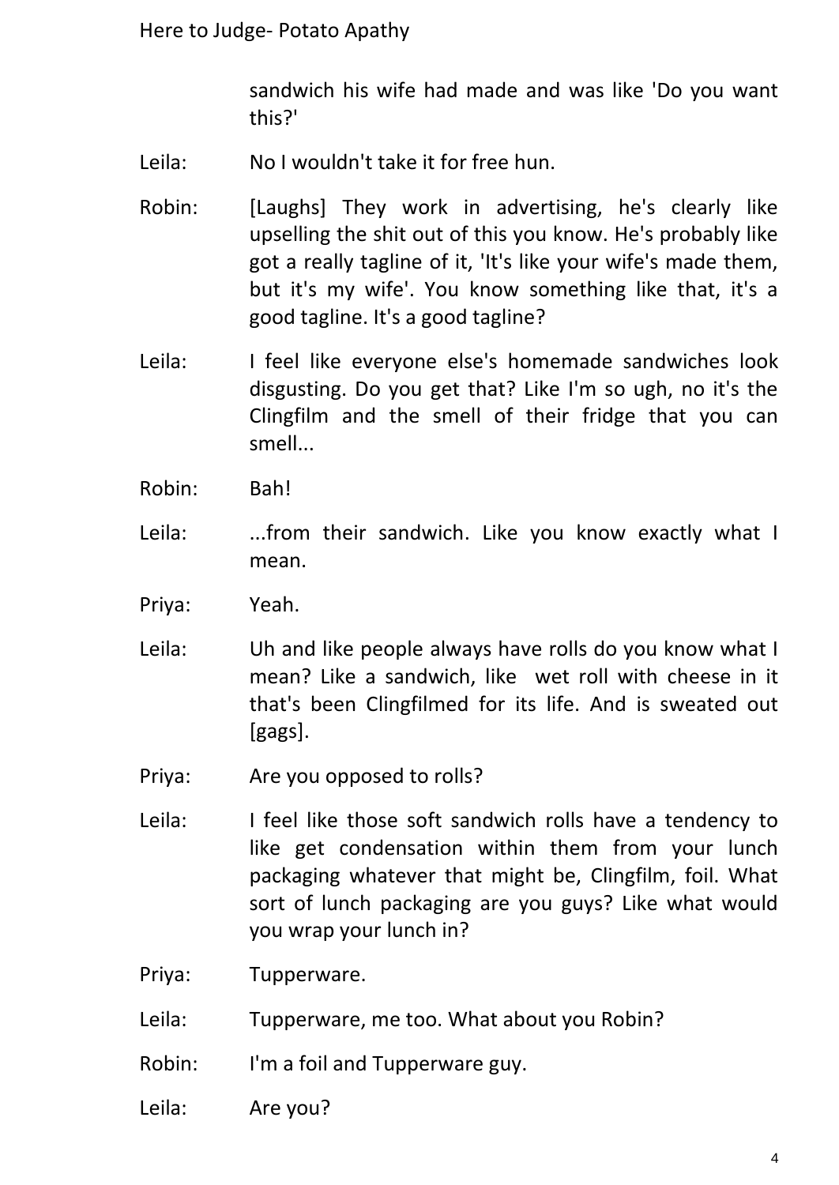sandwich his wife had made and was like 'Do you want this?'

Leila: No I wouldn't take it for free hun.

Robin: [Laughs] They work in advertising, he's clearly like upselling the shit out of this you know. He's probably like got a really tagline of it, 'It's like your wife's made them, but it's my wife'. You know something like that, it's a good tagline. It's a good tagline?

Leila: I feel like everyone else's homemade sandwiches look disgusting. Do you get that? Like I'm so ugh, no it's the Clingfilm and the smell of their fridge that you can smell...

Robin: Bah!

Leila: ...from their sandwich. Like you know exactly what I mean.

Priya: Yeah.

Leila: Uh and like people always have rolls do you know what I mean? Like a sandwich, like wet roll with cheese in it that's been Clingfilmed for its life. And is sweated out [gags].

Priya: Are you opposed to rolls?

Leila: I feel like those soft sandwich rolls have a tendency to like get condensation within them from your lunch packaging whatever that might be, Clingfilm, foil. What sort of lunch packaging are you guys? Like what would you wrap your lunch in?

Priya: Tupperware.

Leila: Tupperware, me too. What about you Robin?

Robin: I'm a foil and Tupperware guy.

Leila: Are you?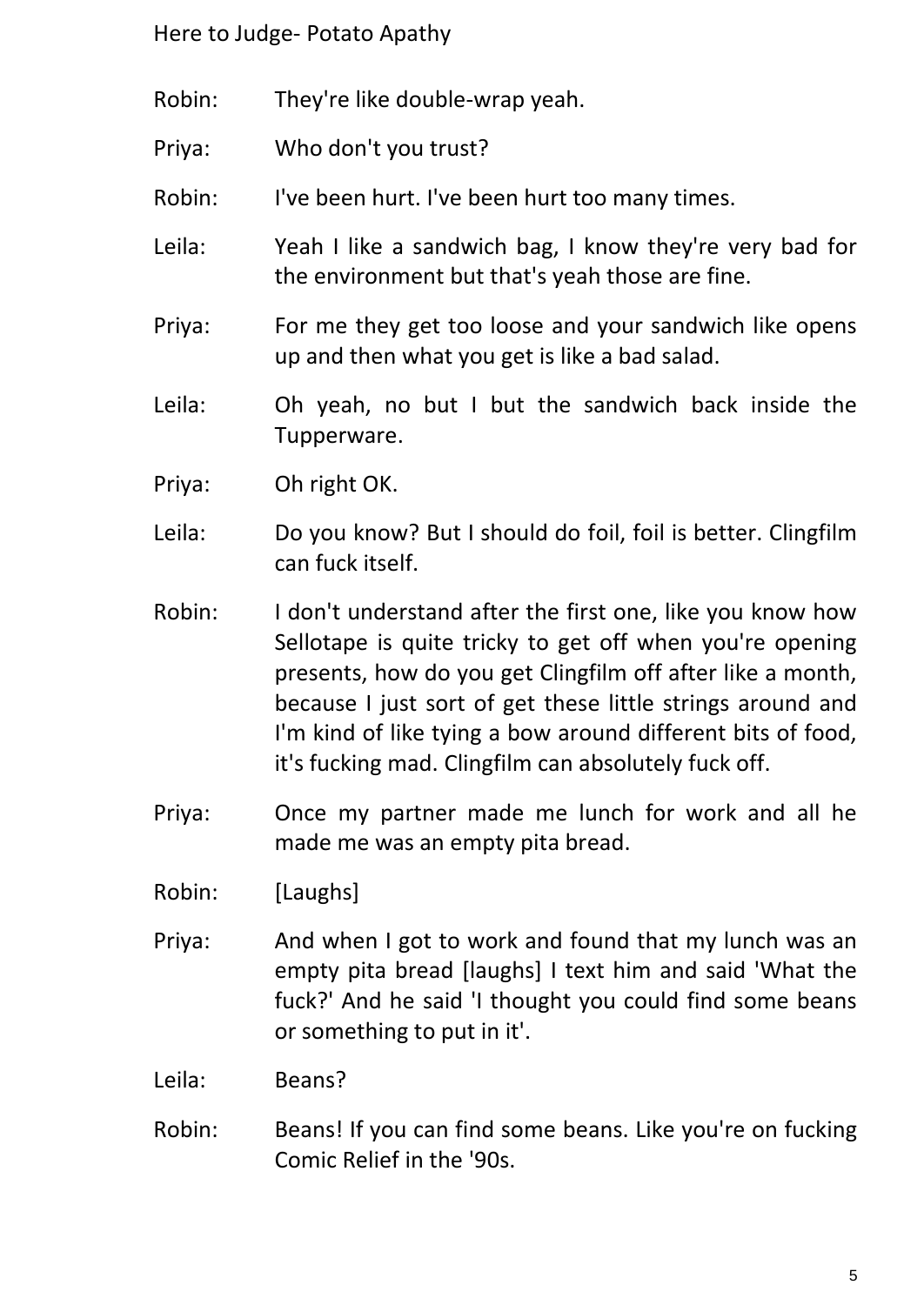Robin: They're like double-wrap yeah.

Priya: Who don't you trust?

Robin: I've been hurt. I've been hurt too many times.

Leila: Yeah I like a sandwich bag, I know they're very bad for the environment but that's yeah those are fine.

Priya: For me they get too loose and your sandwich like opens up and then what you get is like a bad salad.

Leila: Oh yeah, no but I but the sandwich back inside the Tupperware.

Priya: Oh right OK.

Leila: Do you know? But I should do foil, foil is better. Clingfilm can fuck itself.

Robin: I don't understand after the first one, like you know how Sellotape is quite tricky to get off when you're opening presents, how do you get Clingfilm off after like a month, because I just sort of get these little strings around and I'm kind of like tying a bow around different bits of food, it's fucking mad. Clingfilm can absolutely fuck off.

Priya: Once my partner made me lunch for work and all he made me was an empty pita bread.

Robin: [Laughs]

Priya: And when I got to work and found that my lunch was an empty pita bread [laughs] I text him and said 'What the fuck?' And he said 'I thought you could find some beans or something to put in it'.

Leila: Beans?

Robin: Beans! If you can find some beans. Like you're on fucking Comic Relief in the '90s.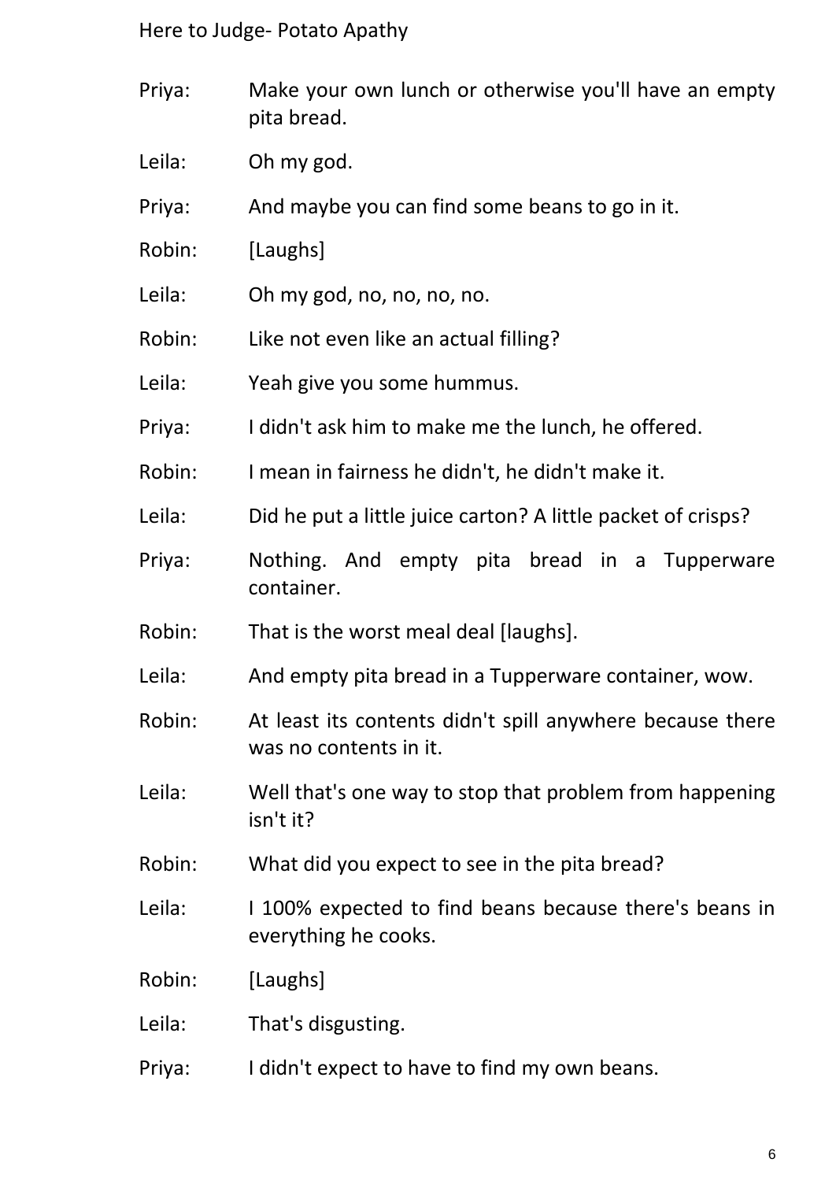Priya: Make your own lunch or otherwise you'll have an empty pita bread.

Leila: Oh my god.

Priya: And maybe you can find some beans to go in it.

Robin: [Laughs]

Leila: Oh my god, no, no, no, no.

Robin: Like not even like an actual filling?

Leila: Yeah give you some hummus.

Priya: I didn't ask him to make me the lunch, he offered.

Robin: I mean in fairness he didn't, he didn't make it.

Leila: Did he put a little juice carton? A little packet of crisps?

Priya: Nothing. And empty pita bread in a Tupperware container.

Robin: That is the worst meal deal [laughs].

Leila: And empty pita bread in a Tupperware container, wow.

Robin: At least its contents didn't spill anywhere because there was no contents in it.

Leila: Well that's one way to stop that problem from happening isn't it?

Robin: What did you expect to see in the pita bread?

Leila: I 100% expected to find beans because there's beans in everything he cooks.

Robin: [Laughs]

Leila: That's disgusting.

Priya: I didn't expect to have to find my own beans.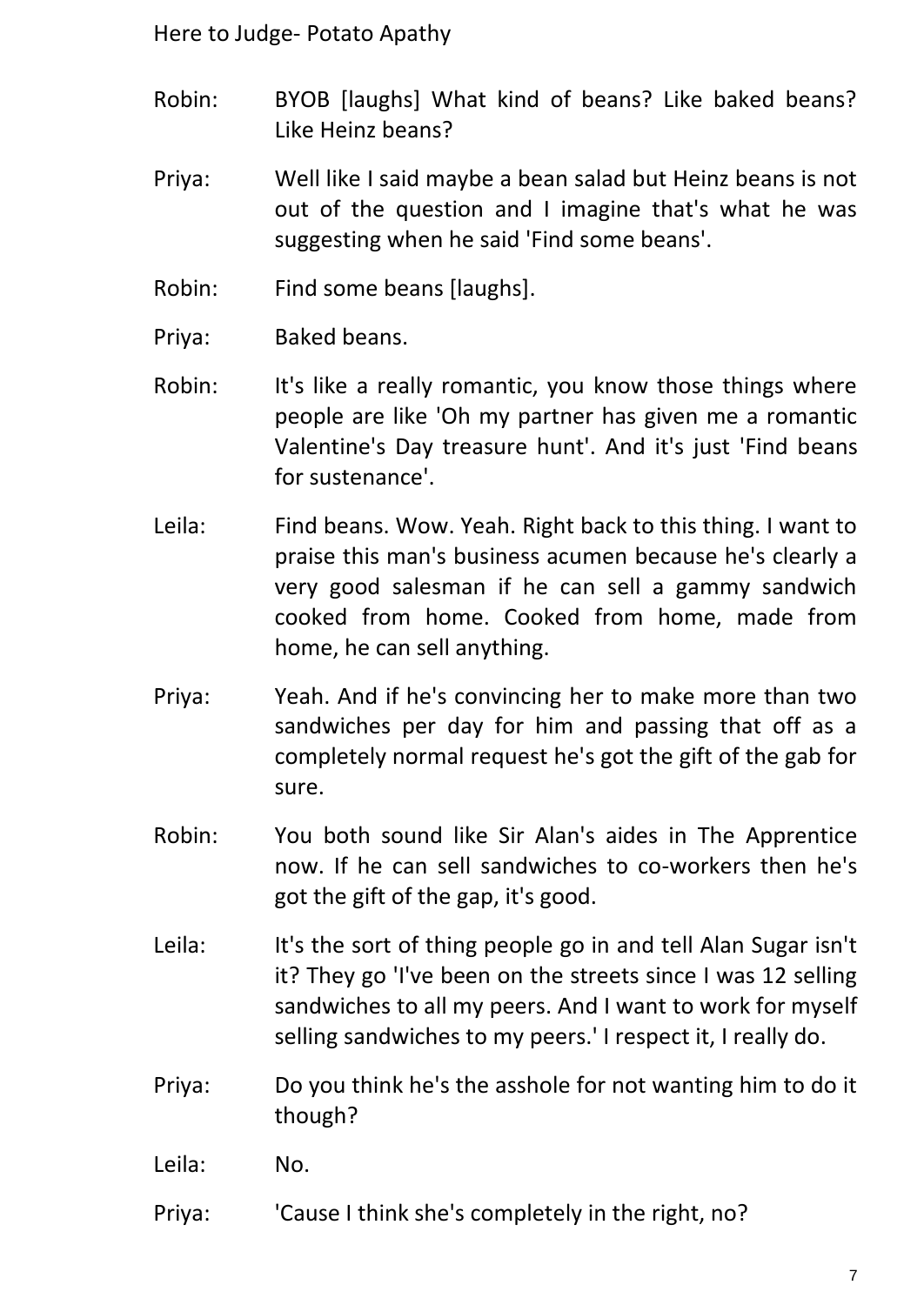Robin: BYOB [laughs] What kind of beans? Like baked beans? Like Heinz beans?

Priya: Well like I said maybe a bean salad but Heinz beans is not out of the question and I imagine that's what he was suggesting when he said 'Find some beans'.

Robin: Find some beans [laughs].

Priya: Baked beans.

Robin: It's like a really romantic, you know those things where people are like 'Oh my partner has given me a romantic Valentine's Day treasure hunt'. And it's just 'Find beans for sustenance'.

Leila: Find beans. Wow. Yeah. Right back to this thing. I want to praise this man's business acumen because he's clearly a very good salesman if he can sell a gammy sandwich cooked from home. Cooked from home, made from home, he can sell anything.

Priya: Yeah. And if he's convincing her to make more than two sandwiches per day for him and passing that off as a completely normal request he's got the gift of the gab for sure.

Robin: You both sound like Sir Alan's aides in The Apprentice now. If he can sell sandwiches to co-workers then he's got the gift of the gap, it's good.

Leila: It's the sort of thing people go in and tell Alan Sugar isn't it? They go 'I've been on the streets since I was 12 selling sandwiches to all my peers. And I want to work for myself selling sandwiches to my peers.' I respect it, I really do.

Priya: Do you think he's the asshole for not wanting him to do it though?

Leila: No.

Priya: 'Cause I think she's completely in the right, no?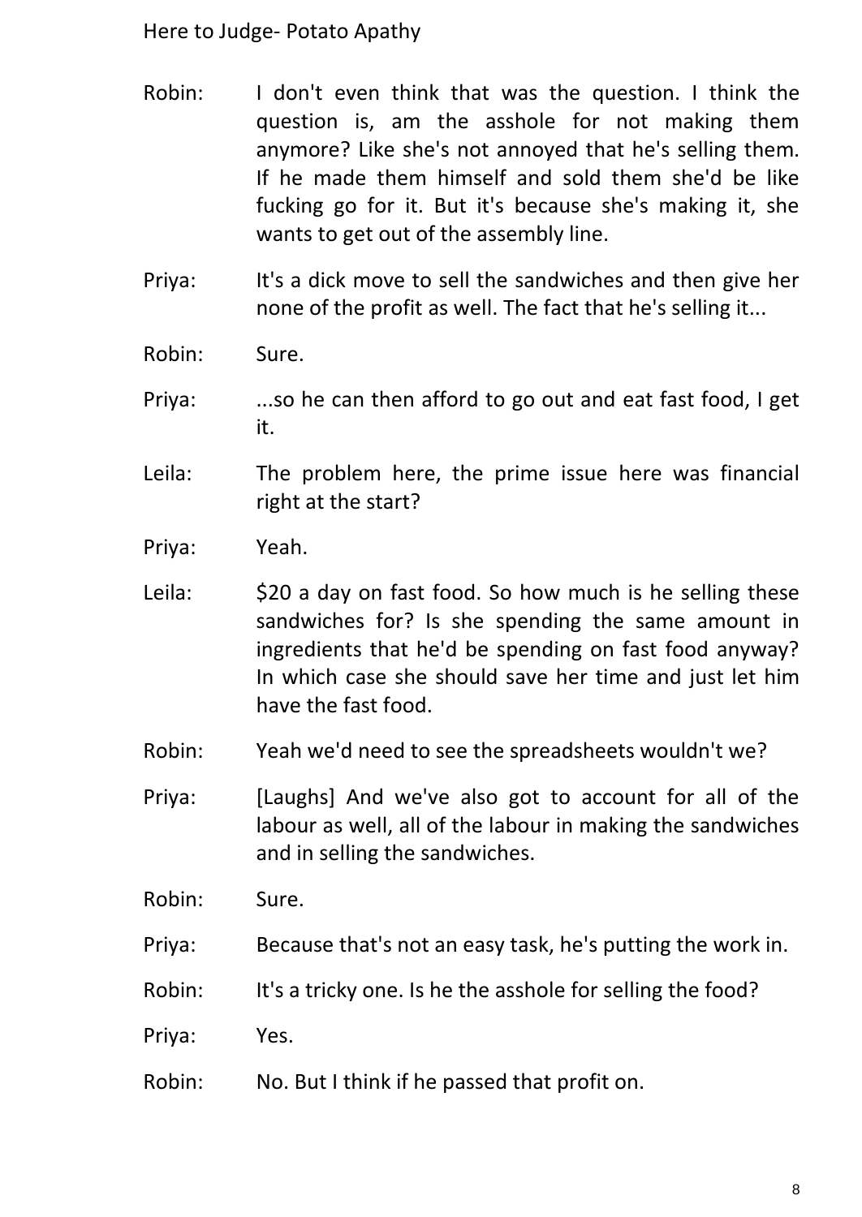Robin: I don't even think that was the question. I think the question is, am the asshole for not making them anymore? Like she's not annoyed that he's selling them. If he made them himself and sold them she'd be like fucking go for it. But it's because she's making it, she wants to get out of the assembly line.

Priya: It's a dick move to sell the sandwiches and then give her none of the profit as well. The fact that he's selling it...

Robin: Sure.

Priya: ...so he can then afford to go out and eat fast food, I get it.

Leila: The problem here, the prime issue here was financial right at the start?

Priya: Yeah.

Leila: $20 a day on fast food. So how much is he selling these sandwiches for? Is she spending the same amount in ingredients that he'd be spending on fast food anyway? In which case she should save her time and just let him have the fast food.

Robin: Yeah we'd need to see the spreadsheets wouldn't we?

Priya: [Laughs] And we've also got to account for all of the labour as well, all of the labour in making the sandwiches and in selling the sandwiches.

Robin: Sure.

Priya: Because that's not an easy task, he's putting the work in.

Robin: It's a tricky one. Is he the asshole for selling the food?

Priya: Yes.

Robin: No. But I think if he passed that profit on.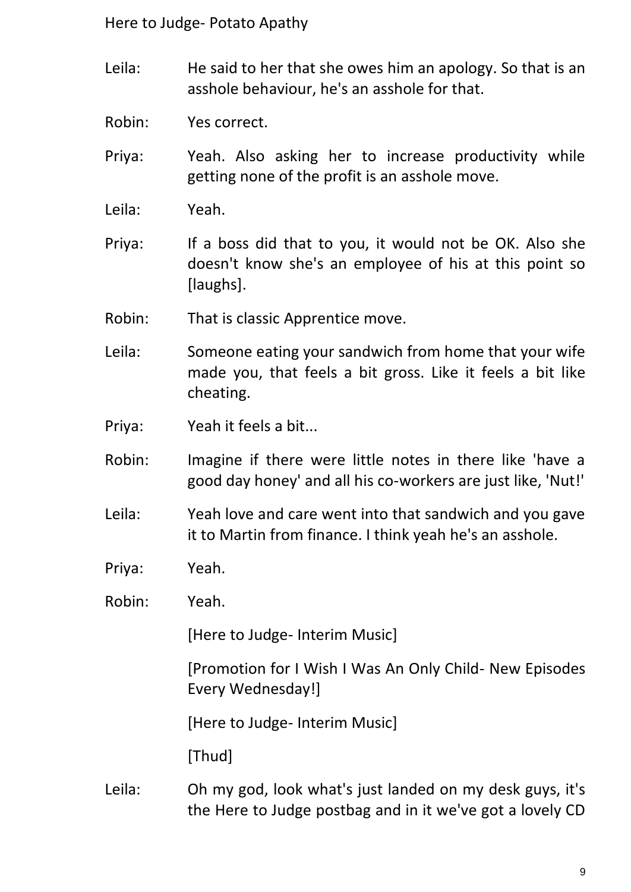Leila: He said to her that she owes him an apology. So that is an asshole behaviour, he's an asshole for that.

Robin: Yes correct.

Priya: Yeah. Also asking her to increase productivity while getting none of the profit is an asshole move.

Leila: Yeah.

Priya: If a boss did that to you, it would not be OK. Also she doesn't know she's an employee of his at this point so [laughs].

Robin: That is classic Apprentice move.

Leila: Someone eating your sandwich from home that your wife made you, that feels a bit gross. Like it feels a bit like cheating.

Priya: Yeah it feels a bit...

Robin: Imagine if there were little notes in there like 'have a good day honey' and all his co-workers are just like, 'Nut!'

Leila: Yeah love and care went into that sandwich and you gave it to Martin from finance. I think yeah he's an asshole.

Priya: Yeah.

Robin: Yeah.

[Here to Judge- Interim Music]

[Promotion for I Wish I Was An Only Child- New Episodes Every Wednesday!]

[Here to Judge- Interim Music]

[Thud]

Leila: Oh my god, look what's just landed on my desk guys, it's the Here to Judge postbag and in it we've got a lovely CD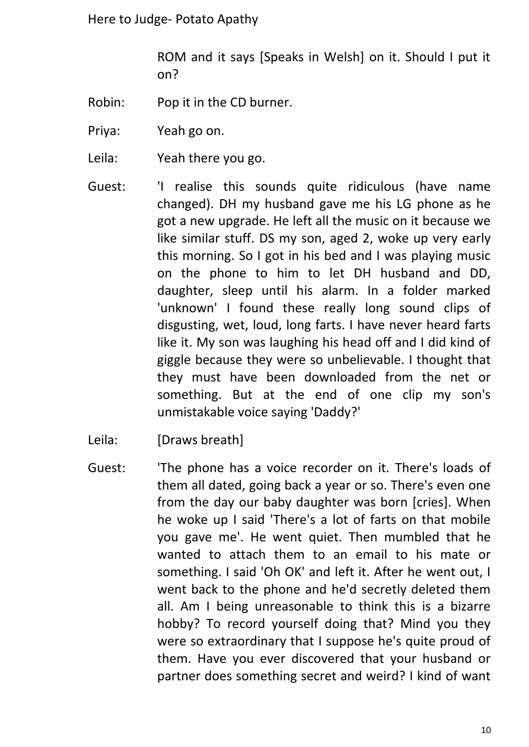ROM and it says [Speaks in Welsh] on it. Should I put it on?

Robin: Pop it in the CD burner.

Priya: Yeah go on.

Leila: Yeah there you go.

Guest: 'I realise this sounds quite ridiculous (have name changed). DH my husband gave me his LG phone as he got a new upgrade. He left all the music on it because we like similar stuff. DS my son, aged 2, woke up very early this morning. So I got in his bed and I was playing music on the phone to him to let DH husband and DD, daughter, sleep until his alarm. In a folder marked 'unknown' I found these really long sound clips of disgusting, wet, loud, long farts. I have never heard farts like it. My son was laughing his head off and I did kind of giggle because they were so unbelievable. I thought that they must have been downloaded from the net or something. But at the end of one clip my son's unmistakable voice saying 'Daddy?'

Leila: [Draws breath]

Guest: 'The phone has a voice recorder on it. There's loads of them all dated, going back a year or so. There's even one from the day our baby daughter was born [cries]. When he woke up I said 'There's a lot of farts on that mobile you gave me'. He went quiet. Then mumbled that he wanted to attach them to an email to his mate or something. I said 'Oh OK' and left it. After he went out, I went back to the phone and he'd secretly deleted them all. Am I being unreasonable to think this is a bizarre hobby? To record yourself doing that? Mind you they were so extraordinary that I suppose he's quite proud of them. Have you ever discovered that your husband or partner does something secret and weird? I kind of want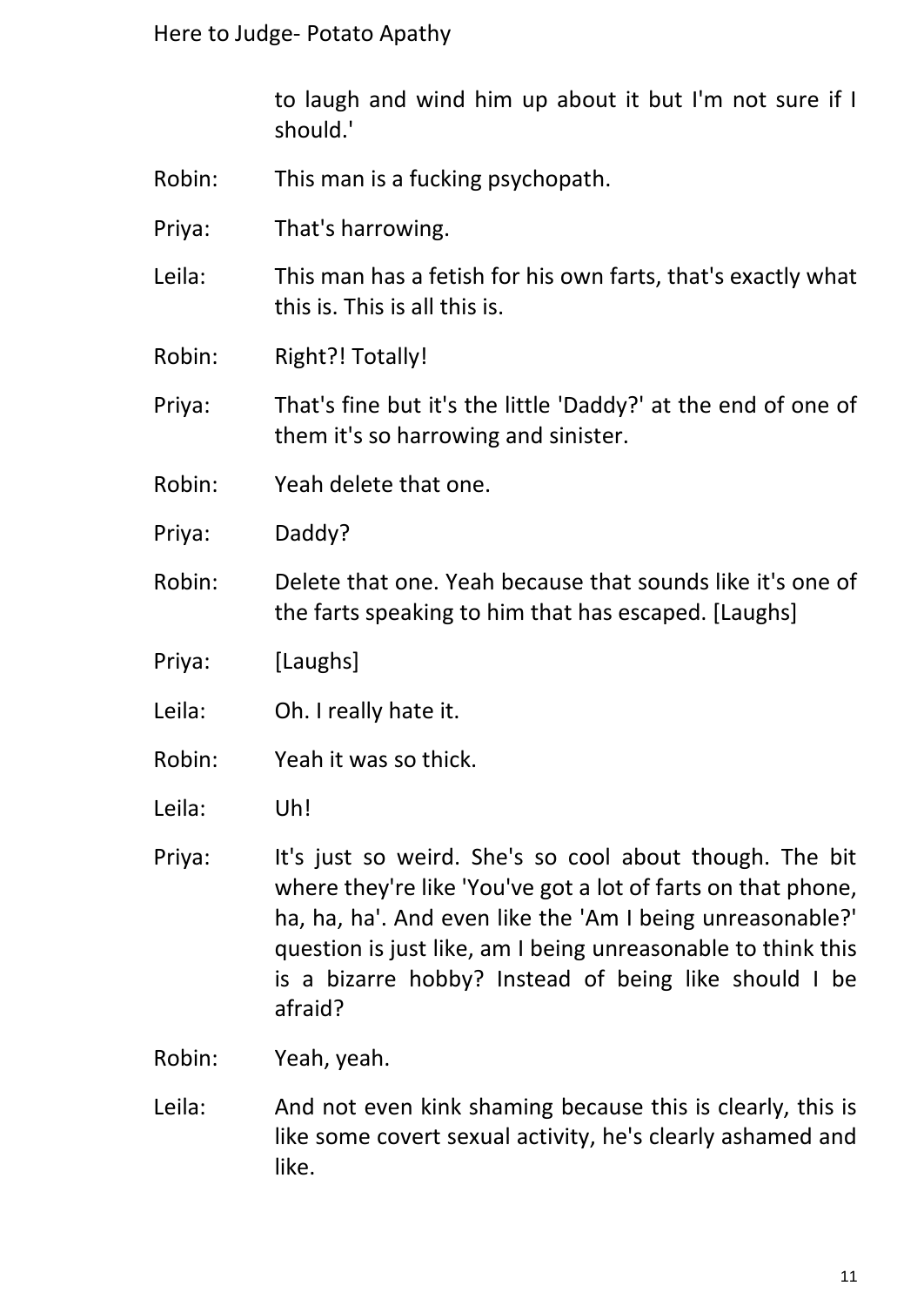to laugh and wind him up about it but I'm not sure if I should.'

Robin: This man is a fucking psychopath.

Priya: That's harrowing.

Leila: This man has a fetish for his own farts, that's exactly what this is. This is all this is.

Robin: Right?! Totally!

Priya: That's fine but it's the little 'Daddy?' at the end of one of them it's so harrowing and sinister.

Robin: Yeah delete that one.

Priya: Daddy?

Robin: Delete that one. Yeah because that sounds like it's one of the farts speaking to him that has escaped. [Laughs]

Priya: [Laughs]

Leila: Oh. I really hate it.

Robin: Yeah it was so thick.

Leila: Uh!

Priya: It's just so weird. She's so cool about though. The bit where they're like 'You've got a lot of farts on that phone, ha, ha, ha'. And even like the 'Am I being unreasonable?' question is just like, am I being unreasonable to think this is a bizarre hobby? Instead of being like should I be afraid?

Robin: Yeah, yeah.

Leila: And not even kink shaming because this is clearly, this is like some covert sexual activity, he's clearly ashamed and like.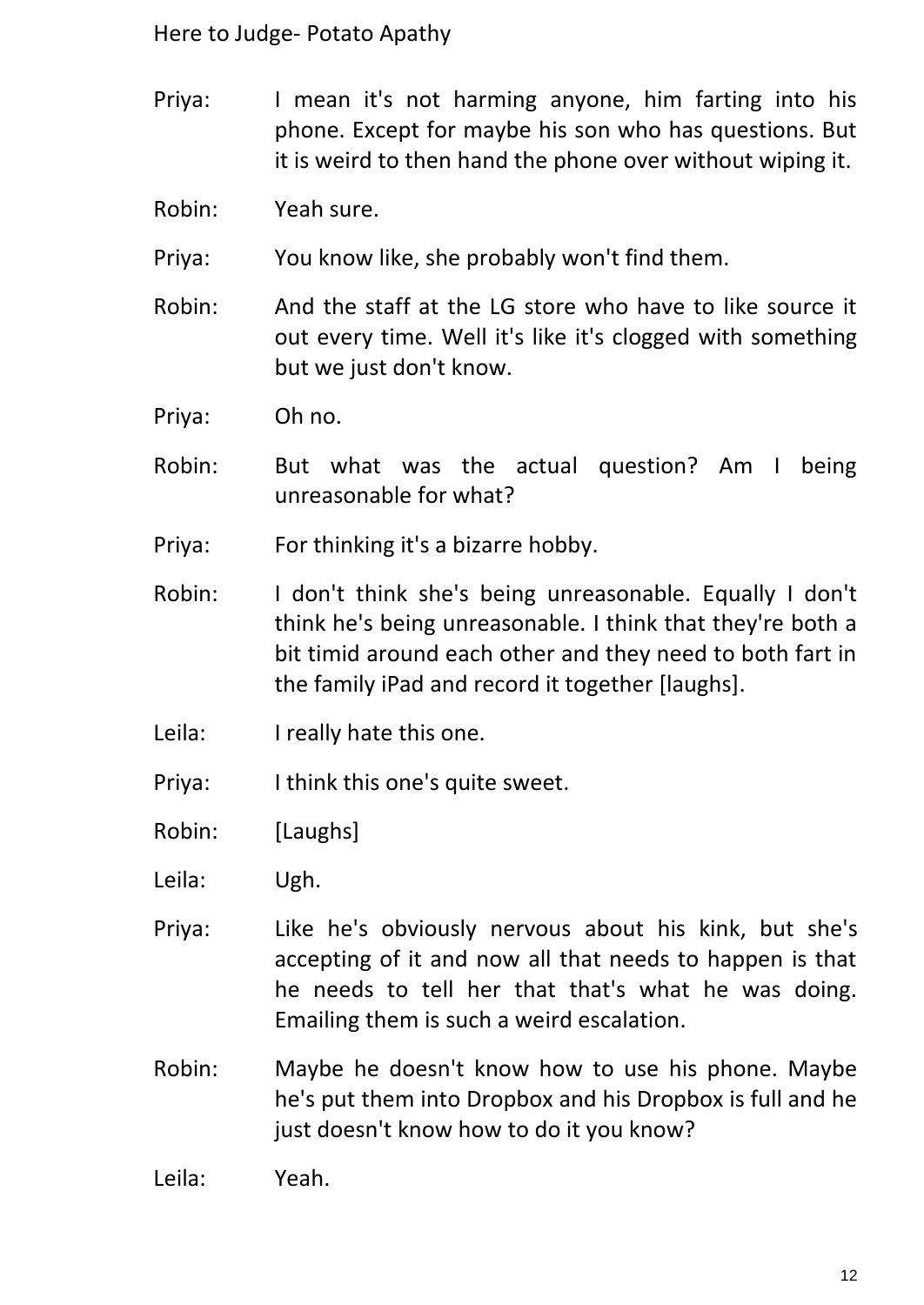Priya: I mean it's not harming anyone, him farting into his phone. Except for maybe his son who has questions. But it is weird to then hand the phone over without wiping it.

Robin: Yeah sure.

Priya: You know like, she probably won't find them.

Robin: And the staff at the LG store who have to like source it out every time. Well it's like it's clogged with something but we just don't know.

Priya: Oh no.

Robin: But what was the actual question? Am I being unreasonable for what?

Priya: For thinking it's a bizarre hobby.

Robin: I don't think she's being unreasonable. Equally I don't think he's being unreasonable. I think that they're both a bit timid around each other and they need to both fart in the family iPad and record it together [laughs].

Leila: I really hate this one.

Priya: I think this one's quite sweet.

Robin: [Laughs]

Leila: Ugh.

Priya: Like he's obviously nervous about his kink, but she's accepting of it and now all that needs to happen is that he needs to tell her that that's what he was doing. Emailing them is such a weird escalation.

Robin: Maybe he doesn't know how to use his phone. Maybe he's put them into Dropbox and his Dropbox is full and he just doesn't know how to do it you know?

Leila: Yeah.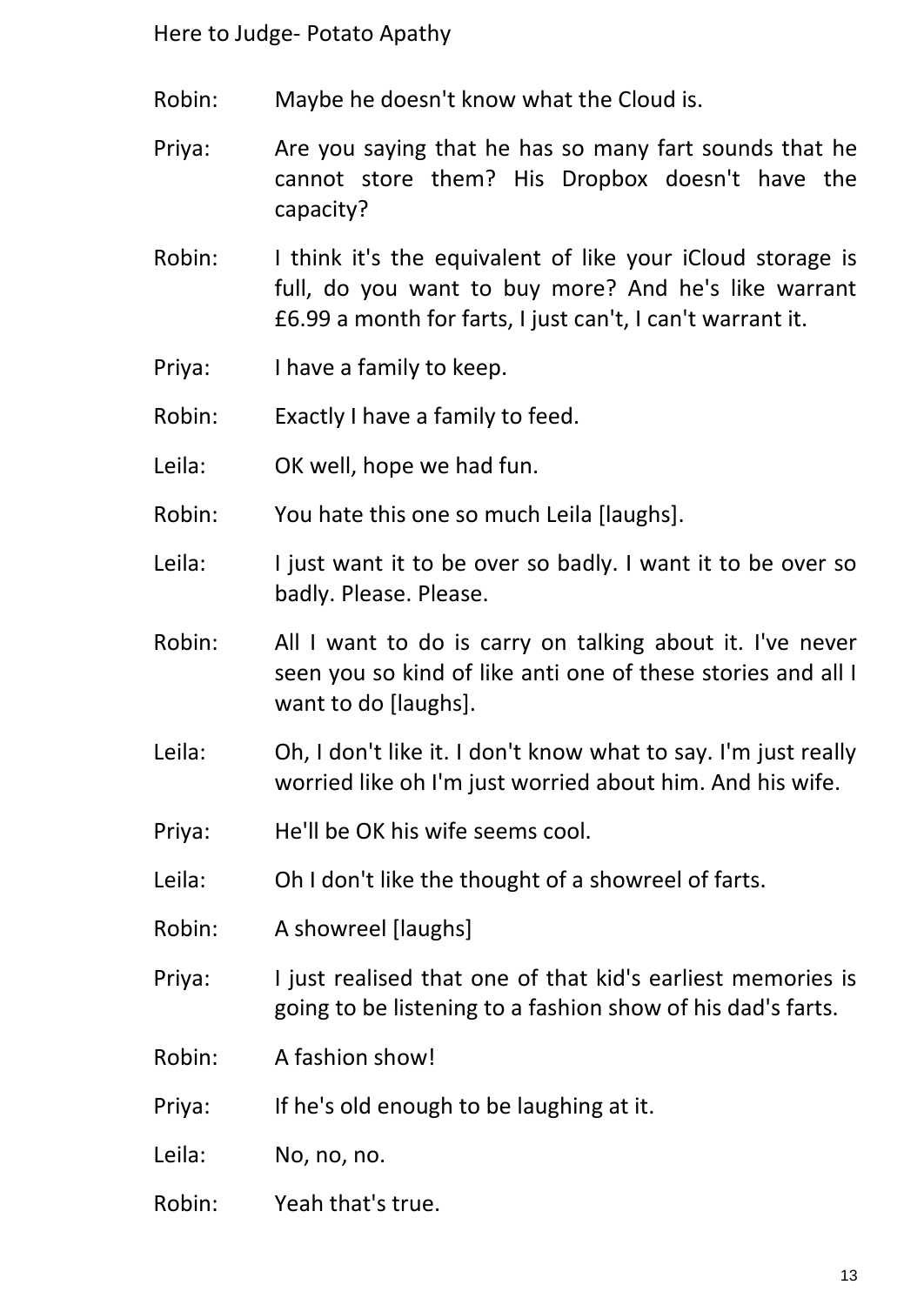Robin: Maybe he doesn't know what the Cloud is.

Priya: Are you saying that he has so many fart sounds that he cannot store them? His Dropbox doesn't have the capacity?

Robin: I think it's the equivalent of like your iCloud storage is full, do you want to buy more? And he's like warrant £6.99 a month for farts, I just can't, I can't warrant it.

Priya: I have a family to keep.

Robin: Exactly I have a family to feed.

Leila: OK well, hope we had fun.

Robin: You hate this one so much Leila [laughs].

Leila: I just want it to be over so badly. I want it to be over so badly. Please. Please.

Robin: All I want to do is carry on talking about it. I've never seen you so kind of like anti one of these stories and all I want to do [laughs].

Leila: Oh, I don't like it. I don't know what to say. I'm just really worried like oh I'm just worried about him. And his wife.

Priya: He'll be OK his wife seems cool.

Leila: Oh I don't like the thought of a showreel of farts.

Robin: A showreel [laughs]

Priya: I just realised that one of that kid's earliest memories is going to be listening to a fashion show of his dad's farts.

Robin: A fashion show!

Priya: If he's old enough to be laughing at it.

Leila: No, no, no.

Robin: Yeah that's true.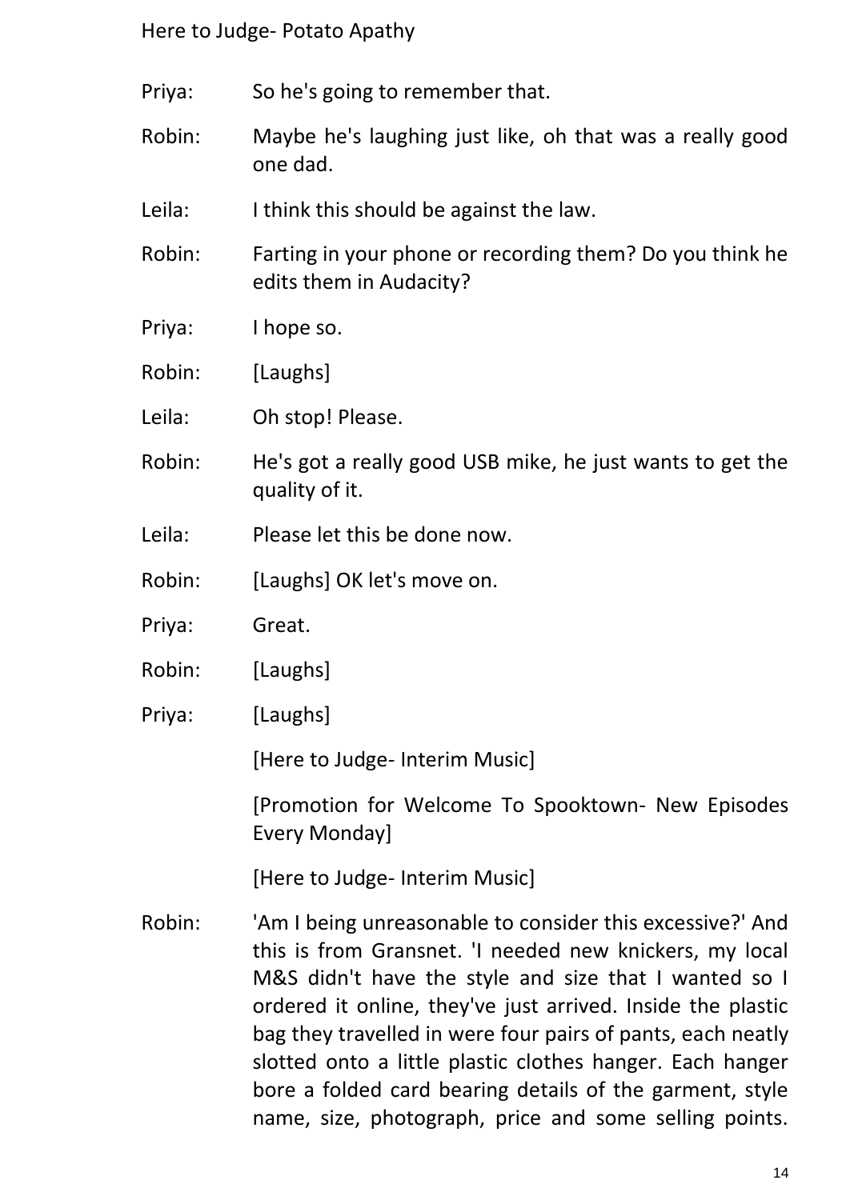Priya: So he's going to remember that.

Robin: Maybe he's laughing just like, oh that was a really good one dad.

Leila: I think this should be against the law.

Robin: Farting in your phone or recording them? Do you think he edits them in Audacity?

Priya: I hope so.

Robin: [Laughs]

Leila: Oh stop! Please.

Robin: He's got a really good USB mike, he just wants to get the quality of it.

Leila: Please let this be done now.

Robin: [Laughs] OK let's move on.

Priya: Great.

Robin: [Laughs]

Priya: [Laughs]

[Here to Judge- Interim Music]

[Promotion for Welcome To Spooktown- New Episodes Every Monday]

[Here to Judge- Interim Music]

Robin: 'Am I being unreasonable to consider this excessive?' And this is from Gransnet. 'I needed new knickers, my local M&S didn't have the style and size that I wanted so I ordered it online, they've just arrived. Inside the plastic bag they travelled in were four pairs of pants, each neatly slotted onto a little plastic clothes hanger. Each hanger bore a folded card bearing details of the garment, style name, size, photograph, price and some selling points.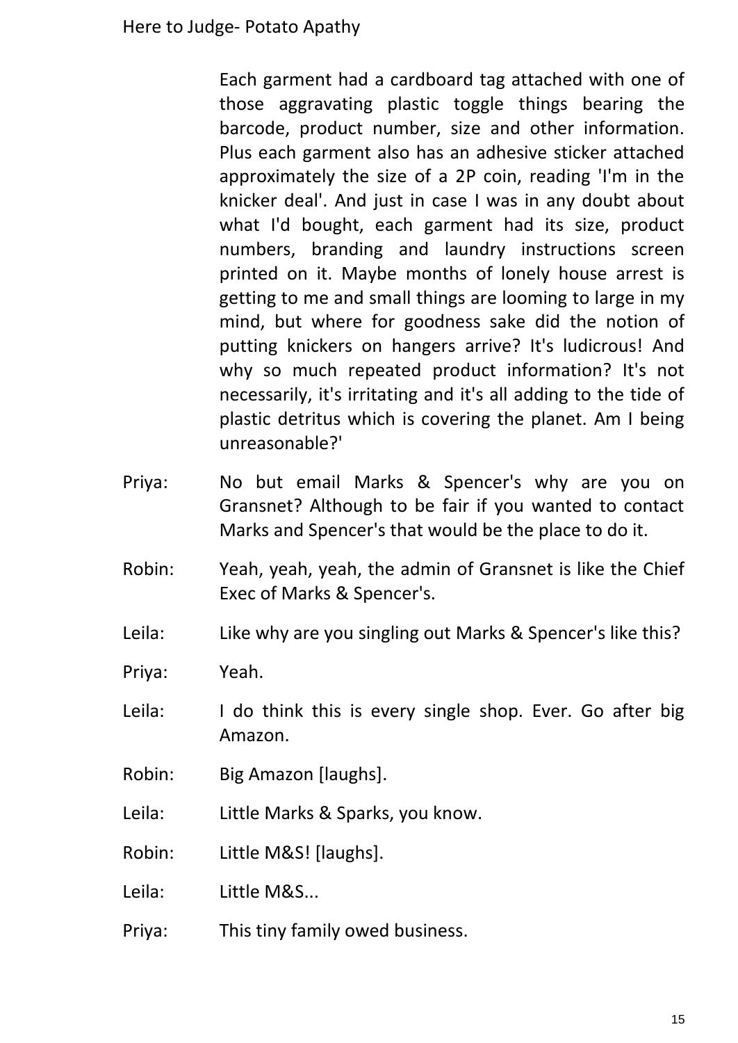Each garment had a cardboard tag attached with one of those aggravating plastic toggle things bearing the barcode, product number, size and other information. Plus each garment also has an adhesive sticker attached approximately the size of a 2P coin, reading 'I'm in the knicker deal'. And just in case I was in any doubt about what I'd bought, each garment had its size, product numbers, branding and laundry instructions screen printed on it. Maybe months of lonely house arrest is getting to me and small things are looming to large in my mind, but where for goodness sake did the notion of putting knickers on hangers arrive? It's ludicrous! And why so much repeated product information? It's not necessarily, it's irritating and it's all adding to the tide of plastic detritus which is covering the planet. Am I being unreasonable?'

Priya: No but email Marks & Spencer's why are you on Gransnet? Although to be fair if you wanted to contact Marks and Spencer's that would be the place to do it.

Robin: Yeah, yeah, yeah, the admin of Gransnet is like the Chief Exec of Marks & Spencer's.

Leila: Like why are you singling out Marks & Spencer's like this?

Priya: Yeah.

Leila: I do think this is every single shop. Ever. Go after big Amazon.

Robin: Big Amazon [laughs].

Leila: Little Marks & Sparks, you know.

Robin: Little M&S! [laughs].

Leila: Little M&S...

Priya: This tiny family owed business.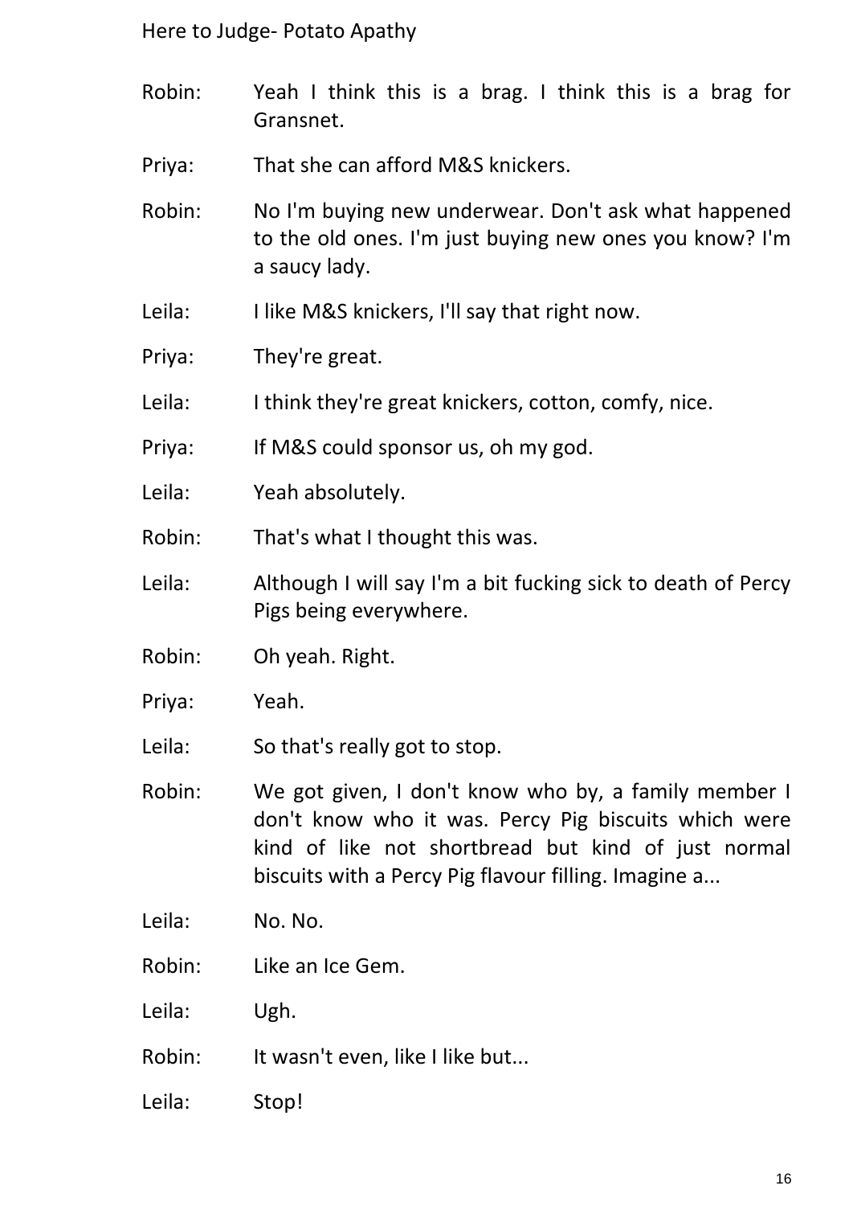Robin: Yeah I think this is a brag. I think this is a brag for Gransnet.

Priya: That she can afford M&S knickers.

Robin: No I'm buying new underwear. Don't ask what happened to the old ones. I'm just buying new ones you know? I'm a saucy lady.

Leila: I like M&S knickers, I'll say that right now.

Priya: They're great.

Leila: I think they're great knickers, cotton, comfy, nice.

Priya: If M&S could sponsor us, oh my god.

Leila: Yeah absolutely.

Robin: That's what I thought this was.

Leila: Although I will say I'm a bit fucking sick to death of Percy Pigs being everywhere.

Robin: Oh yeah. Right.

Priya: Yeah.

Leila: So that's really got to stop.

Robin: We got given, I don't know who by, a family member I don't know who it was. Percy Pig biscuits which were kind of like not shortbread but kind of just normal biscuits with a Percy Pig flavour filling. Imagine a...

Leila: No. No.

Robin: Like an Ice Gem.

Leila: Ugh.

Robin: It wasn't even, like I like but...

Leila: Stop!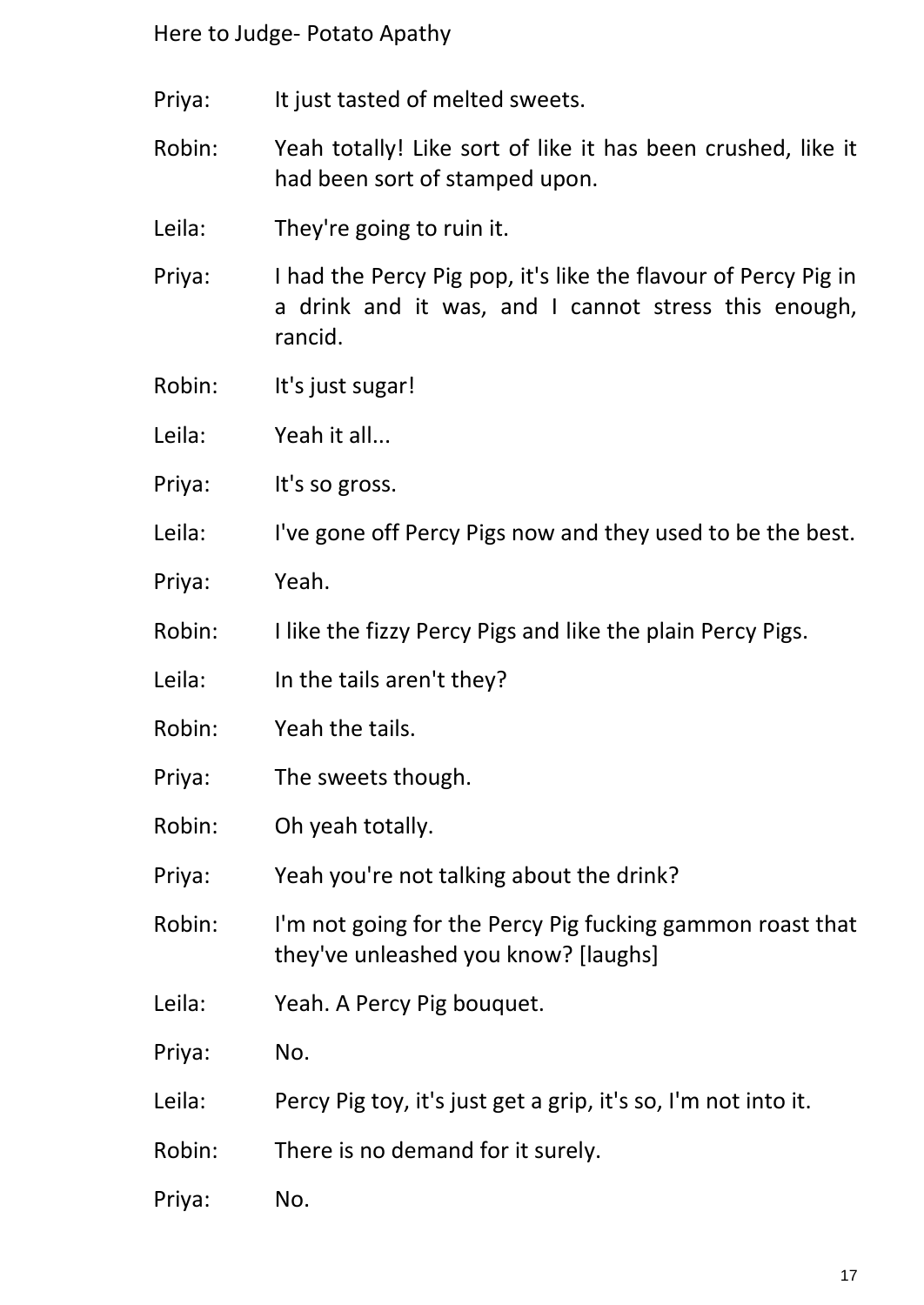Priya: It just tasted of melted sweets.

Robin: Yeah totally! Like sort of like it has been crushed, like it had been sort of stamped upon.

Leila: They're going to ruin it.

Priya: I had the Percy Pig pop, it's like the flavour of Percy Pig in a drink and it was, and I cannot stress this enough, rancid.

Robin: It's just sugar!

Leila: Yeah it all...

Priya: It's so gross.

Leila: I've gone off Percy Pigs now and they used to be the best.

Priya: Yeah.

Robin: I like the fizzy Percy Pigs and like the plain Percy Pigs.

Leila: In the tails aren't they?

Robin: Yeah the tails.

Priya: The sweets though.

Robin: Oh yeah totally.

Priya: Yeah you're not talking about the drink?

Robin: I'm not going for the Percy Pig fucking gammon roast that they've unleashed you know? [laughs]

Leila: Yeah. A Percy Pig bouquet.

Priya: No.

Leila: Percy Pig toy, it's just get a grip, it's so, I'm not into it.

Robin: There is no demand for it surely.

Priya: No.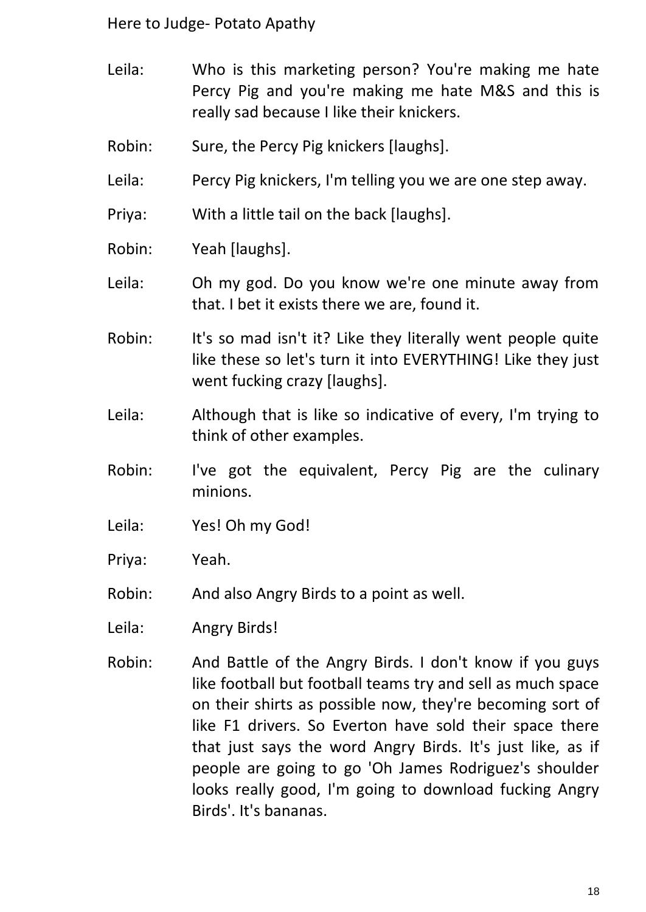Leila: Who is this marketing person? You're making me hate Percy Pig and you're making me hate M&S and this is really sad because I like their knickers.

Robin: Sure, the Percy Pig knickers [laughs].

Leila: Percy Pig knickers, I'm telling you we are one step away.

Priya: With a little tail on the back [laughs].

Robin: Yeah [laughs].

Leila: Oh my god. Do you know we're one minute away from that. I bet it exists there we are, found it.

Robin: It's so mad isn't it? Like they literally went people quite like these so let's turn it into EVERYTHING! Like they just went fucking crazy [laughs].

Leila: Although that is like so indicative of every, I'm trying to think of other examples.

Robin: I've got the equivalent, Percy Pig are the culinary minions.

Leila: Yes! Oh my God!

Priya: Yeah.

Robin: And also Angry Birds to a point as well.

Leila: Angry Birds!

Robin: And Battle of the Angry Birds. I don't know if you guys like football but football teams try and sell as much space on their shirts as possible now, they're becoming sort of like F1 drivers. So Everton have sold their space there that just says the word Angry Birds. It's just like, as if people are going to go 'Oh James Rodriguez's shoulder looks really good, I'm going to download fucking Angry Birds'. It's bananas.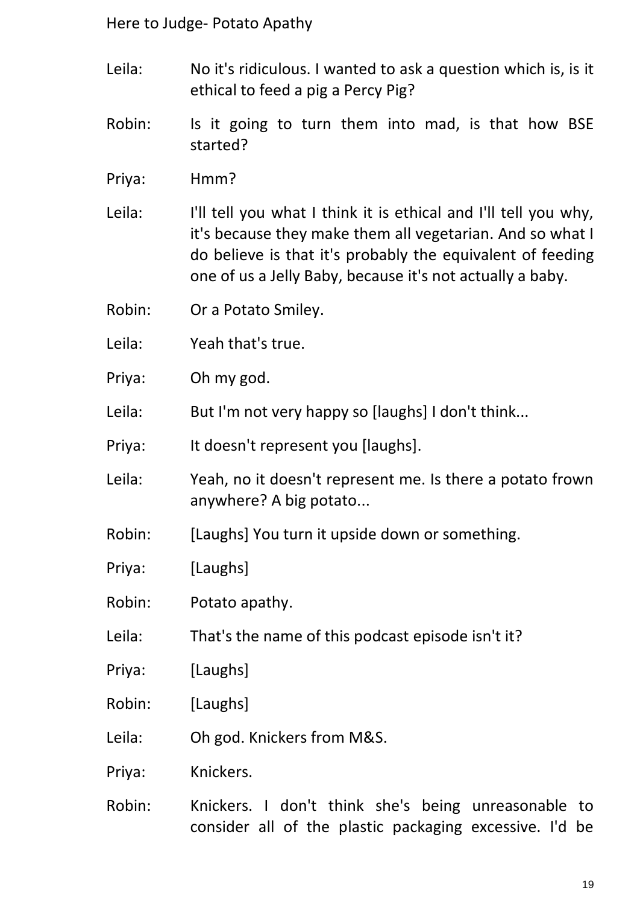Leila: No it's ridiculous. I wanted to ask a question which is, is it ethical to feed a pig a Percy Pig?

Robin: Is it going to turn them into mad, is that how BSE started?

Priya: Hmm?

Leila: I'll tell you what I think it is ethical and I'll tell you why, it's because they make them all vegetarian. And so what I do believe is that it's probably the equivalent of feeding one of us a Jelly Baby, because it's not actually a baby.

Robin: Or a Potato Smiley.

Leila: Yeah that's true.

Priya: Oh my god.

Leila: But I'm not very happy so [laughs] I don't think...

Priya: It doesn't represent you [laughs].

Leila: Yeah, no it doesn't represent me. Is there a potato frown anywhere? A big potato...

Robin: [Laughs] You turn it upside down or something.

Priya: [Laughs]

Robin: Potato apathy.

Leila: That's the name of this podcast episode isn't it?

Priya: [Laughs]

Robin: [Laughs]

Leila: Oh god. Knickers from M&S.

Priya: Knickers.

Robin: Knickers. I don't think she's being unreasonable to consider all of the plastic packaging excessive. I'd be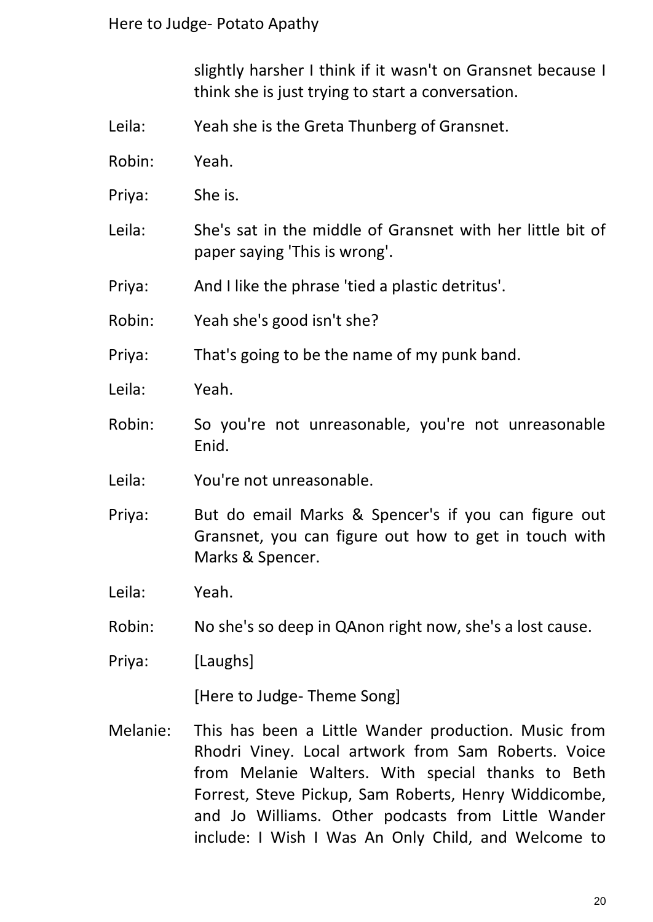slightly harsher I think if it wasn't on Gransnet because I think she is just trying to start a conversation.

Leila: Yeah she is the Greta Thunberg of Gransnet.

Robin: Yeah.

Priya: She is.

Leila: She's sat in the middle of Gransnet with her little bit of paper saying 'This is wrong'.

Priya: And I like the phrase 'tied a plastic detritus'.

Robin: Yeah she's good isn't she?

Priya: That's going to be the name of my punk band.

Leila: Yeah.

Robin: So you're not unreasonable, you're not unreasonable Enid.

Leila: You're not unreasonable.

Priya: But do email Marks & Spencer's if you can figure out Gransnet, you can figure out how to get in touch with Marks & Spencer.

Leila: Yeah.

Robin: No she's so deep in QAnon right now, she's a lost cause.

Priya: [Laughs]

[Here to Judge- Theme Song]

Melanie: This has been a Little Wander production. Music from Rhodri Viney. Local artwork from Sam Roberts. Voice from Melanie Walters. With special thanks to Beth Forrest, Steve Pickup, Sam Roberts, Henry Widdicombe, and Jo Williams. Other podcasts from Little Wander include: I Wish I Was An Only Child, and Welcome to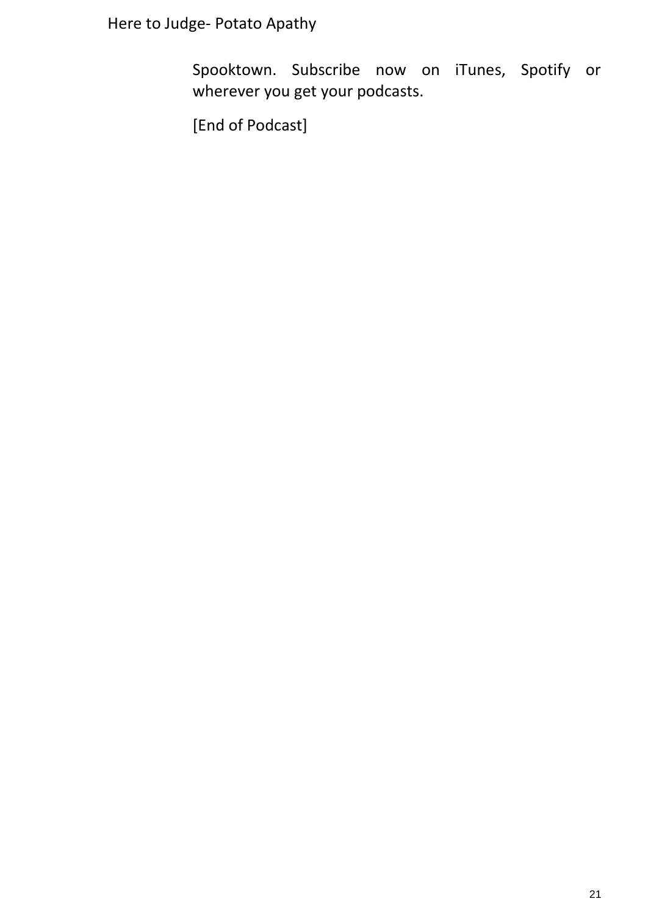Spooktown. Subscribe now on iTunes, Spotify or wherever you get your podcasts.

[End of Podcast]